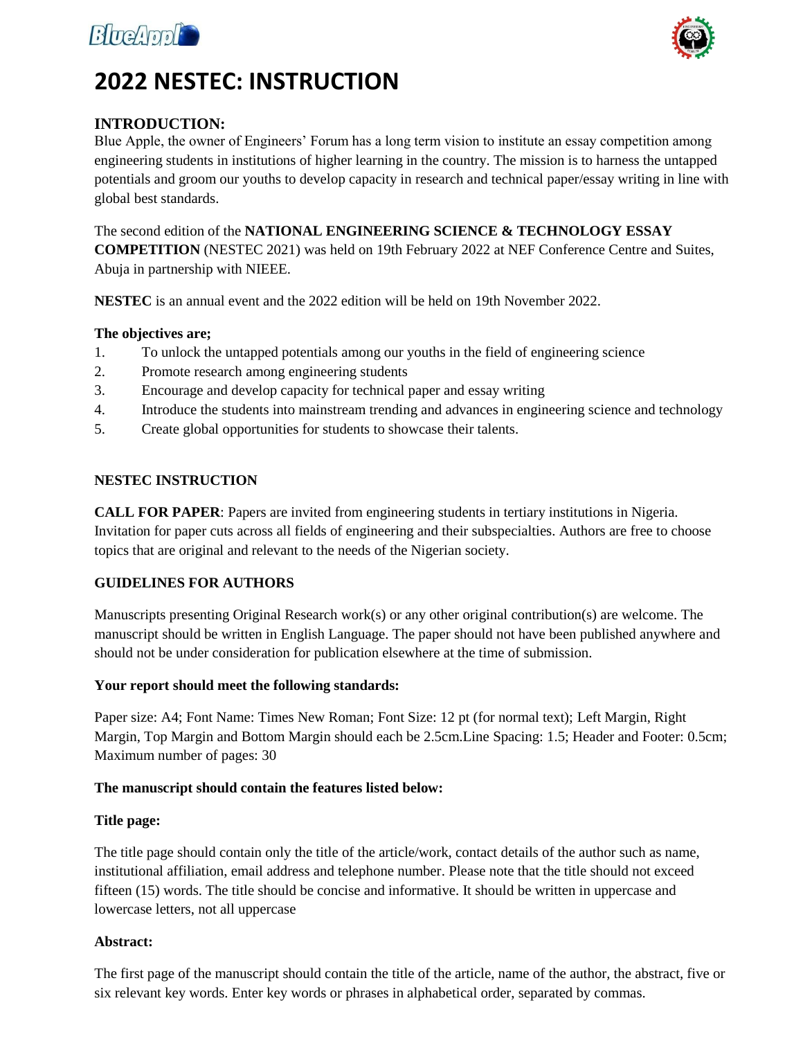# 2022 NESTEC: INSTRUCTION

## INTRODUCTION:

Blue Apple, the owner of Engineers' Forum has a long term vision to institute an essay competition among engineering students in institutions of higher learning in the country. The mission is to harness the untapped potentials and groom our youths to develop capacity in research and technical paper/essay writing in line with global best standards.

The second edition of the **NATIONAL ENGINEERING SCIENCE & TECHNOLOGY ESSAY COMPETITION** (NESTEC 2021) was held on 19th February 2022 at NEF Conference Centre and Suites, Abuja in partnership with NIEEE.

**NESTEC** is an annual event and the 2022 edition will be held on 19th November 2022.

**The objectives are;**

1. To unlock the untapped potentials among our youths in the field of engineering science
2. Promote research among engineering students
3. Encourage and develop capacity for technical paper and essay writing
4. Introduce the students into mainstream trending and advances in engineering science and technology
5. Create global opportunities for students to showcase their talents.

### NESTEC INSTRUCTION

**CALL FOR PAPER**: Papers are invited from engineering students in tertiary institutions in Nigeria. Invitation for paper cuts across all fields of engineering and their subspecialties. Authors are free to choose topics that are original and relevant to the needs of the Nigerian society.

### GUIDELINES FOR AUTHORS

Manuscripts presenting Original Research work(s) or any other original contribution(s) are welcome. The manuscript should be written in English Language. The paper should not have been published anywhere and should not be under consideration for publication elsewhere at the time of submission.

**Your report should meet the following standards:**

Paper size: A4; Font Name: Times New Roman; Font Size: 12 pt (for normal text); Left Margin, Right Margin, Top Margin and Bottom Margin should each be 2.5cm.Line Spacing: 1.5; Header and Footer: 0.5cm; Maximum number of pages: 30

**The manuscript should contain the features listed below:**

**Title page:**

The title page should contain only the title of the article/work, contact details of the author such as name, institutional affiliation, email address and telephone number. Please note that the title should not exceed fifteen (15) words. The title should be concise and informative. It should be written in uppercase and lowercase letters, not all uppercase

**Abstract:**

The first page of the manuscript should contain the title of the article, name of the author, the abstract, five or six relevant key words. Enter key words or phrases in alphabetical order, separated by commas.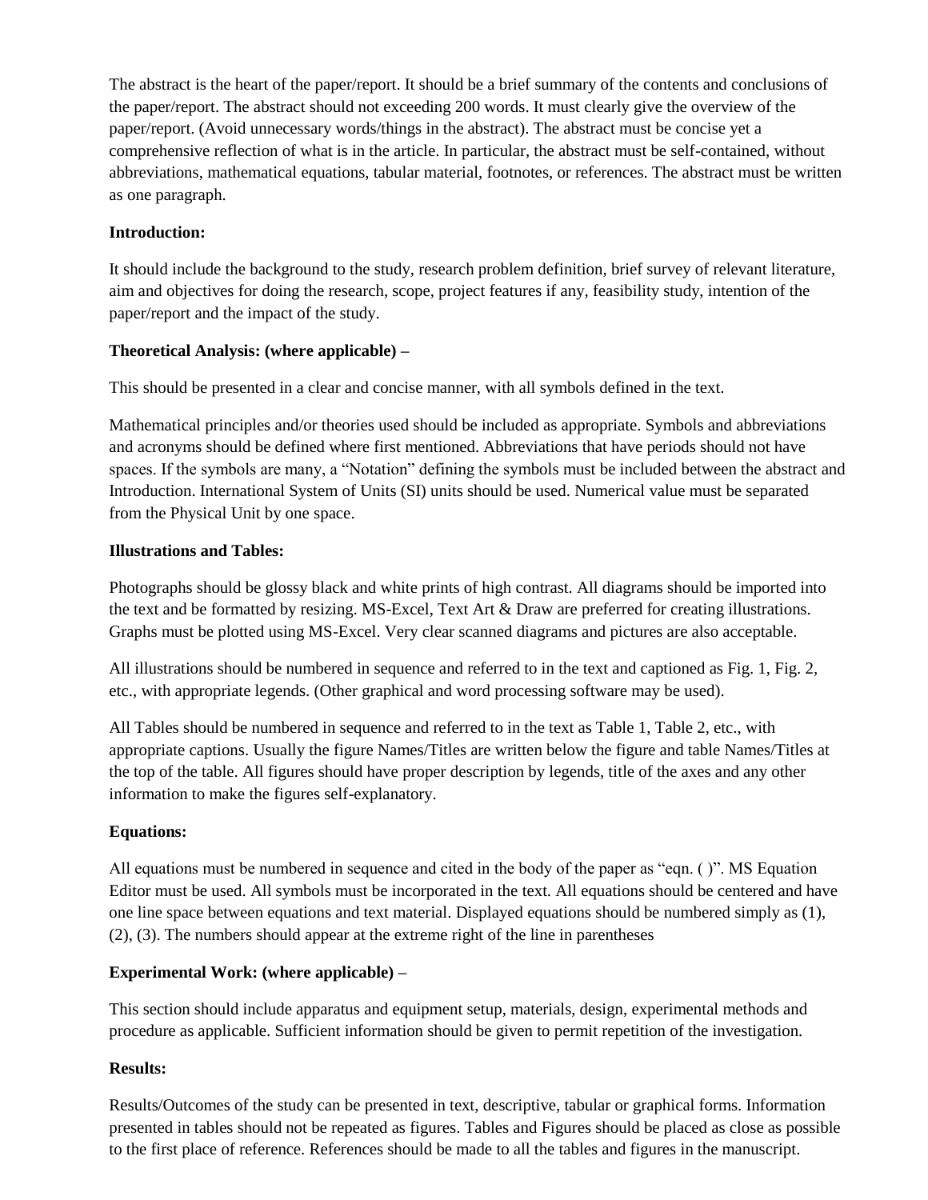The abstract is the heart of the paper/report. It should be a brief summary of the contents and conclusions of the paper/report. The abstract should not exceeding 200 words. It must clearly give the overview of the paper/report. (Avoid unnecessary words/things in the abstract). The abstract must be concise yet a comprehensive reflection of what is in the article. In particular, the abstract must be self-contained, without abbreviations, mathematical equations, tabular material, footnotes, or references. The abstract must be written as one paragraph.

**Introduction:**

It should include the background to the study, research problem definition, brief survey of relevant literature, aim and objectives for doing the research, scope, project features if any, feasibility study, intention of the paper/report and the impact of the study.

**Theoretical Analysis: (where applicable) –**

This should be presented in a clear and concise manner, with all symbols defined in the text.

Mathematical principles and/or theories used should be included as appropriate. Symbols and abbreviations and acronyms should be defined where first mentioned. Abbreviations that have periods should not have spaces. If the symbols are many, a "Notation" defining the symbols must be included between the abstract and Introduction. International System of Units (SI) units should be used. Numerical value must be separated from the Physical Unit by one space.

**Illustrations and Tables:**

Photographs should be glossy black and white prints of high contrast. All diagrams should be imported into the text and be formatted by resizing. MS-Excel, Text Art & Draw are preferred for creating illustrations. Graphs must be plotted using MS-Excel. Very clear scanned diagrams and pictures are also acceptable.

All illustrations should be numbered in sequence and referred to in the text and captioned as Fig. 1, Fig. 2, etc., with appropriate legends. (Other graphical and word processing software may be used).

All Tables should be numbered in sequence and referred to in the text as Table 1, Table 2, etc., with appropriate captions. Usually the figure Names/Titles are written below the figure and table Names/Titles at the top of the table. All figures should have proper description by legends, title of the axes and any other information to make the figures self-explanatory.

**Equations:**

All equations must be numbered in sequence and cited in the body of the paper as "eqn. ( )". MS Equation Editor must be used. All symbols must be incorporated in the text. All equations should be centered and have one line space between equations and text material. Displayed equations should be numbered simply as (1), (2), (3). The numbers should appear at the extreme right of the line in parentheses

**Experimental Work: (where applicable) –**

This section should include apparatus and equipment setup, materials, design, experimental methods and procedure as applicable. Sufficient information should be given to permit repetition of the investigation.

**Results:**

Results/Outcomes of the study can be presented in text, descriptive, tabular or graphical forms. Information presented in tables should not be repeated as figures. Tables and Figures should be placed as close as possible to the first place of reference. References should be made to all the tables and figures in the manuscript.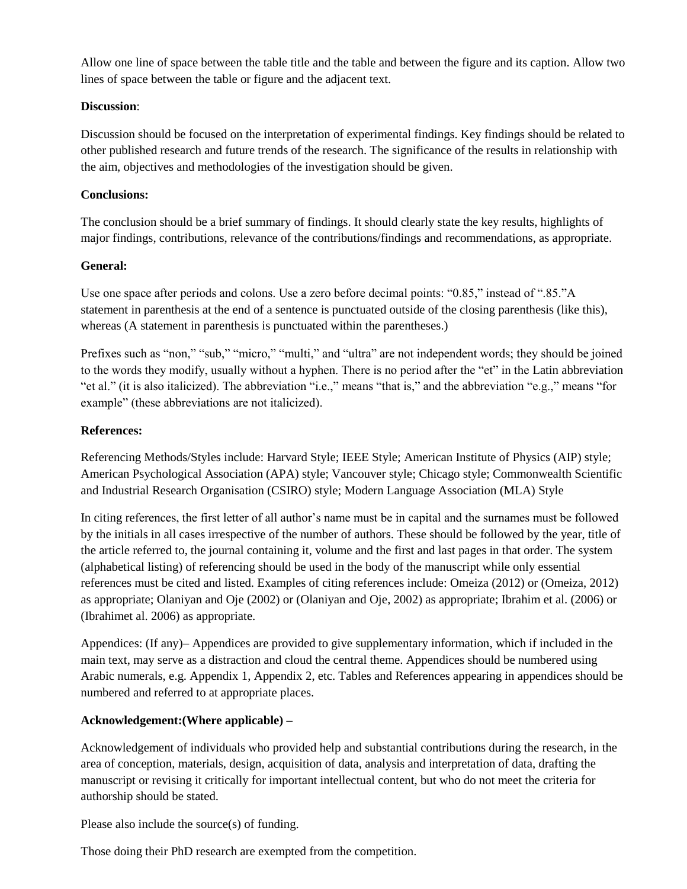Allow one line of space between the table title and the table and between the figure and its caption. Allow two lines of space between the table or figure and the adjacent text.

**Discussion**:

Discussion should be focused on the interpretation of experimental findings. Key findings should be related to other published research and future trends of the research. The significance of the results in relationship with the aim, objectives and methodologies of the investigation should be given.

**Conclusions:**

The conclusion should be a brief summary of findings. It should clearly state the key results, highlights of major findings, contributions, relevance of the contributions/findings and recommendations, as appropriate.

**General:**

Use one space after periods and colons. Use a zero before decimal points: "0.85," instead of ".85."A statement in parenthesis at the end of a sentence is punctuated outside of the closing parenthesis (like this), whereas (A statement in parenthesis is punctuated within the parentheses.)

Prefixes such as "non," "sub," "micro," "multi," and "ultra" are not independent words; they should be joined to the words they modify, usually without a hyphen. There is no period after the "et" in the Latin abbreviation "et al." (it is also italicized). The abbreviation "i.e.," means "that is," and the abbreviation "e.g.," means "for example" (these abbreviations are not italicized).

**References:**

Referencing Methods/Styles include: Harvard Style; IEEE Style; American Institute of Physics (AIP) style; American Psychological Association (APA) style; Vancouver style; Chicago style; Commonwealth Scientific and Industrial Research Organisation (CSIRO) style; Modern Language Association (MLA) Style

In citing references, the first letter of all author's name must be in capital and the surnames must be followed by the initials in all cases irrespective of the number of authors. These should be followed by the year, title of the article referred to, the journal containing it, volume and the first and last pages in that order. The system (alphabetical listing) of referencing should be used in the body of the manuscript while only essential references must be cited and listed. Examples of citing references include: Omeiza (2012) or (Omeiza, 2012) as appropriate; Olaniyan and Oje (2002) or (Olaniyan and Oje, 2002) as appropriate; Ibrahim et al. (2006) or (Ibrahimet al. 2006) as appropriate.

Appendices: (If any)– Appendices are provided to give supplementary information, which if included in the main text, may serve as a distraction and cloud the central theme. Appendices should be numbered using Arabic numerals, e.g. Appendix 1, Appendix 2, etc. Tables and References appearing in appendices should be numbered and referred to at appropriate places.

**Acknowledgement:(Where applicable) –**

Acknowledgement of individuals who provided help and substantial contributions during the research, in the area of conception, materials, design, acquisition of data, analysis and interpretation of data, drafting the manuscript or revising it critically for important intellectual content, but who do not meet the criteria for authorship should be stated.

Please also include the source(s) of funding.

Those doing their PhD research are exempted from the competition.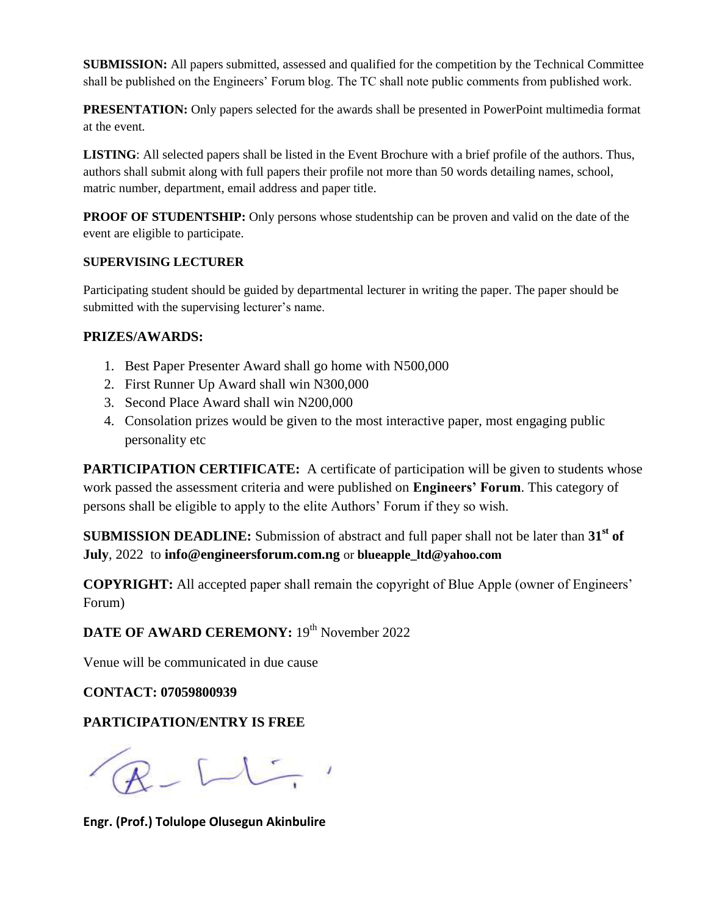**SUBMISSION:** All papers submitted, assessed and qualified for the competition by the Technical Committee shall be published on the Engineers' Forum blog. The TC shall note public comments from published work.

**PRESENTATION:** Only papers selected for the awards shall be presented in PowerPoint multimedia format at the event.

**LISTING**: All selected papers shall be listed in the Event Brochure with a brief profile of the authors. Thus, authors shall submit along with full papers their profile not more than 50 words detailing names, school, matric number, department, email address and paper title.

**PROOF OF STUDENTSHIP:** Only persons whose studentship can be proven and valid on the date of the event are eligible to participate.

**SUPERVISING LECTURER**

Participating student should be guided by departmental lecturer in writing the paper. The paper should be submitted with the supervising lecturer's name.

**PRIZES/AWARDS:**

1. Best Paper Presenter Award shall go home with N500,000
2. First Runner Up Award shall win N300,000
3. Second Place Award shall win N200,000
4. Consolation prizes would be given to the most interactive paper, most engaging public personality etc

**PARTICIPATION CERTIFICATE:** A certificate of participation will be given to students whose work passed the assessment criteria and were published on **Engineers' Forum**. This category of persons shall be eligible to apply to the elite Authors' Forum if they so wish.

**SUBMISSION DEADLINE:** Submission of abstract and full paper shall not be later than **31st of July**, 2022 to **info@engineersforum.com.ng** or **blueapple_ltd@yahoo.com**

**COPYRIGHT:** All accepted paper shall remain the copyright of Blue Apple (owner of Engineers' Forum)

**DATE OF AWARD CEREMONY:** 19th November 2022

Venue will be communicated in due cause

**CONTACT: 07059800939**

**PARTICIPATION/ENTRY IS FREE**

**Engr. (Prof.) Tolulope Olusegun Akinbulire**